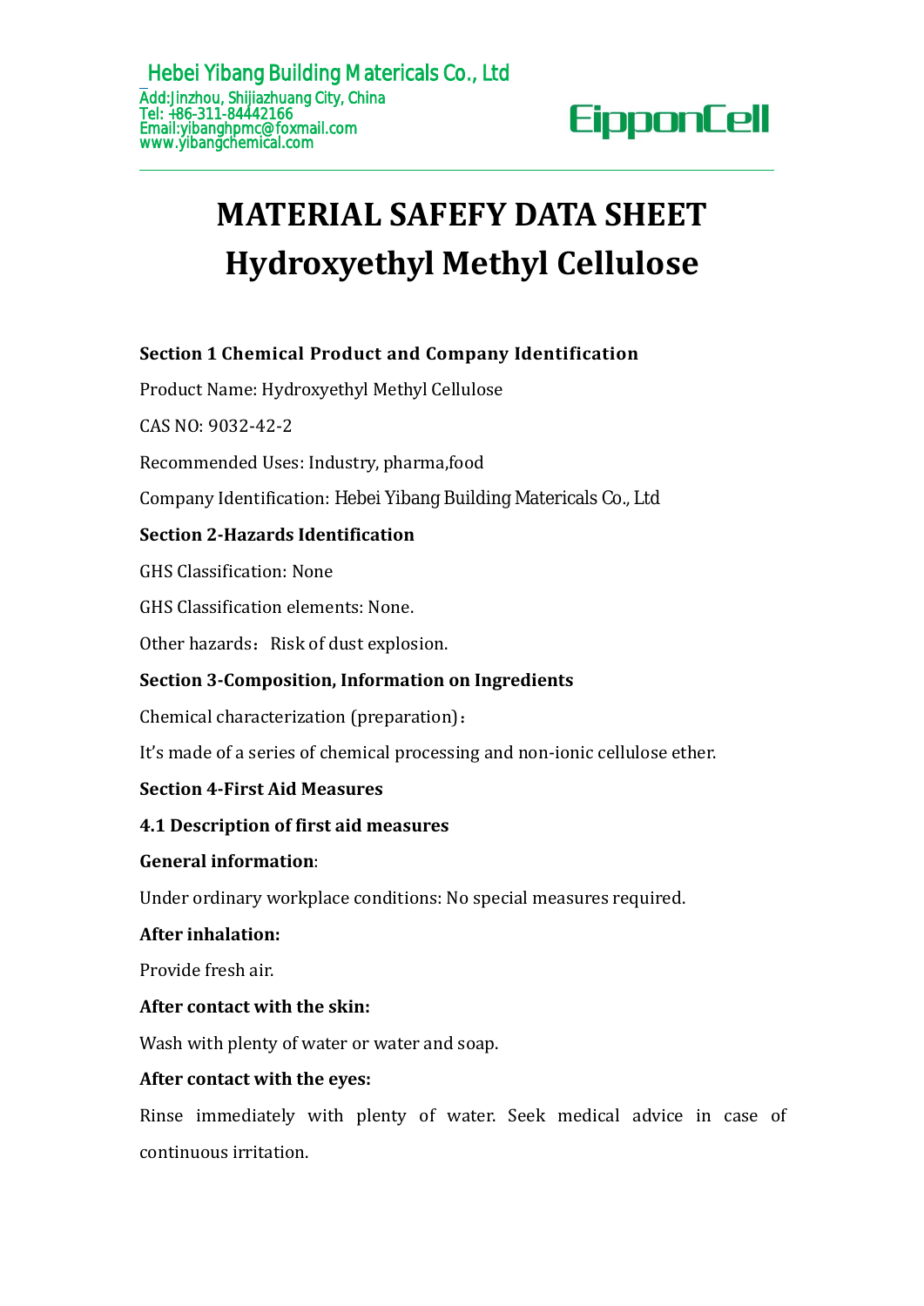Hebei Yibang Building M atericals Co., Ltd
Add:Jinzhou, Shijiazhuang City, China
Tel: +86-311-84442166
Email:yibanghpmc@foxmail.com
www.yibangchemical.com

EipponCell

# MATERIAL SAFEFY DATA SHEET
# Hydroxyethyl Methyl Cellulose

**Section 1 Chemical Product and Company Identification**

Product Name: Hydroxyethyl Methyl Cellulose

CAS NO: 9032-42-2

Recommended Uses: Industry, pharma,food

Company Identification: Hebei Yibang Building Matericals Co., Ltd

**Section 2-Hazards Identification**

GHS Classification: None

GHS Classification elements: None.

Other hazards：Risk of dust explosion.

**Section 3-Composition, Information on Ingredients**

Chemical characterization (preparation)：

It's made of a series of chemical processing and non-ionic cellulose ether.

**Section 4-First Aid Measures**

**4.1 Description of first aid measures**

**General information**:

Under ordinary workplace conditions: No special measures required.

**After inhalation:**

Provide fresh air.

**After contact with the skin:**

Wash with plenty of water or water and soap.

**After contact with the eyes:**

Rinse immediately with plenty of water. Seek medical advice in case of continuous irritation.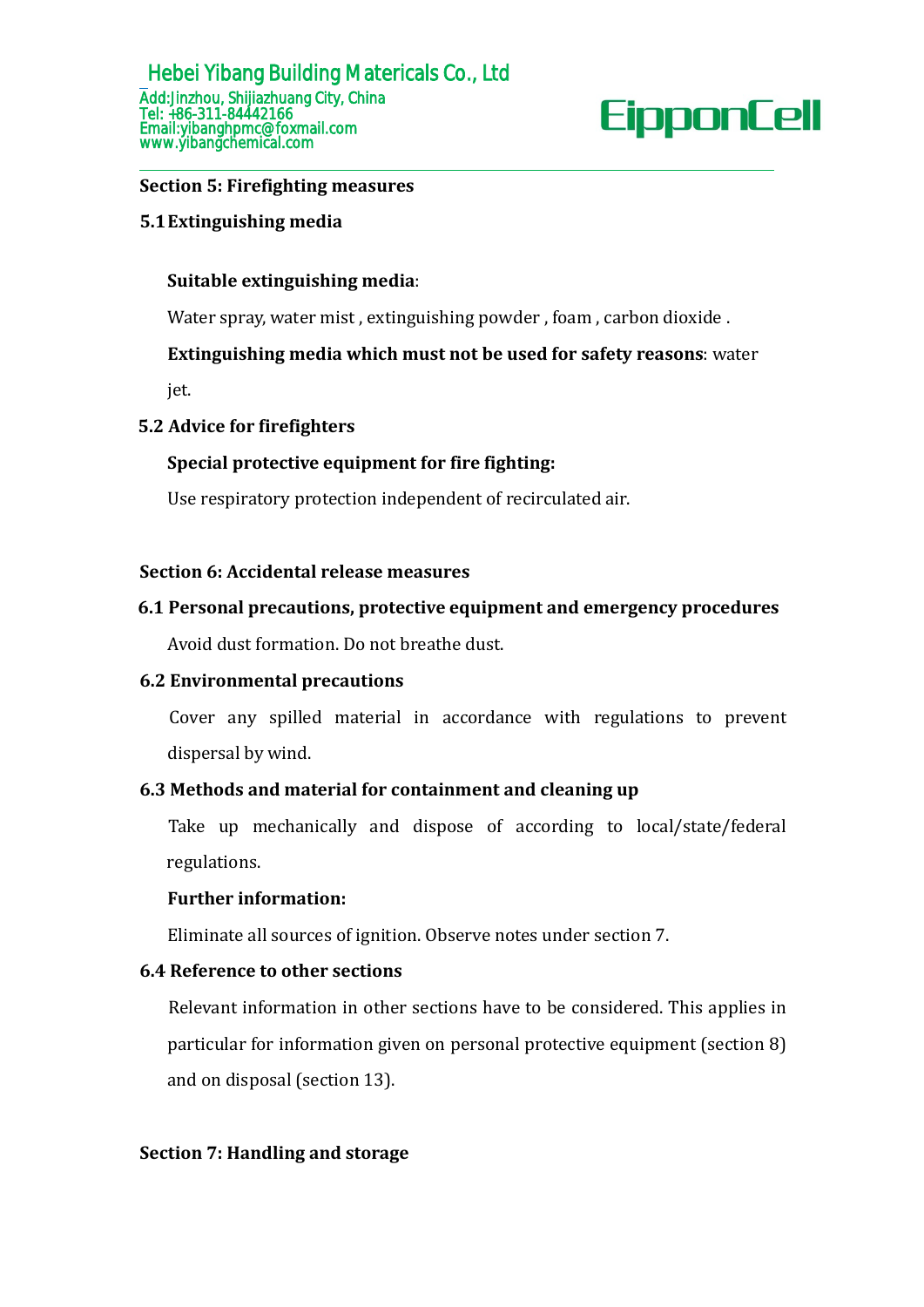## Section 5: Firefighting measures

### 5.1 Extinguishing media

**Suitable extinguishing media**:

Water spray, water mist , extinguishing powder , foam , carbon dioxide .

**Extinguishing media which must not be used for safety reasons**: water jet.

### 5.2 Advice for firefighters

**Special protective equipment for fire fighting:**

Use respiratory protection independent of recirculated air.

## Section 6: Accidental release measures

### 6.1 Personal precautions, protective equipment and emergency procedures

Avoid dust formation. Do not breathe dust.

### 6.2 Environmental precautions

Cover any spilled material in accordance with regulations to prevent dispersal by wind.

### 6.3 Methods and material for containment and cleaning up

Take up mechanically and dispose of according to local/state/federal regulations.

**Further information:**

Eliminate all sources of ignition. Observe notes under section 7.

### 6.4 Reference to other sections

Relevant information in other sections have to be considered. This applies in particular for information given on personal protective equipment (section 8) and on disposal (section 13).

## Section 7: Handling and storage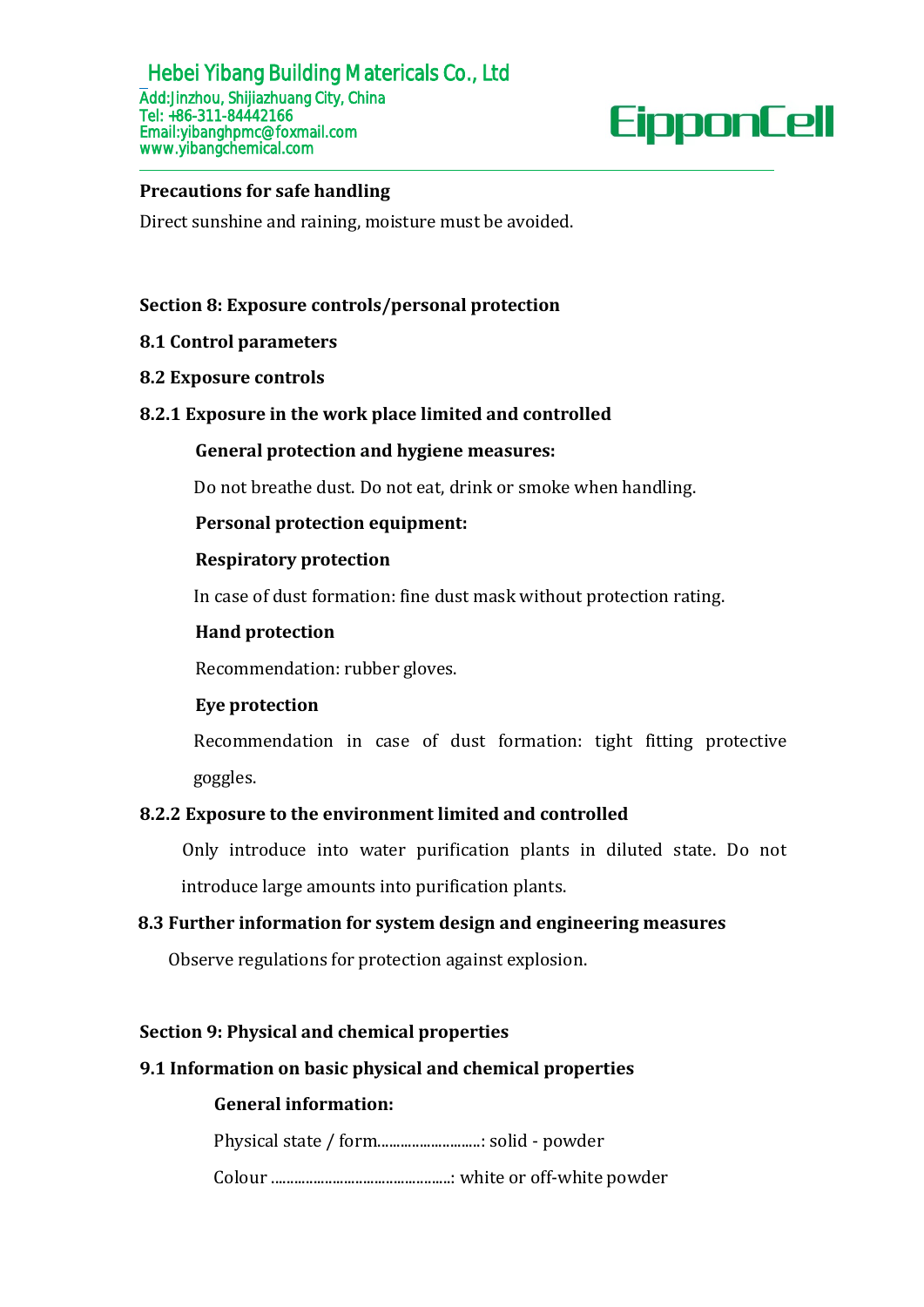**Precautions for safe handling**

Direct sunshine and raining, moisture must be avoided.

## Section 8: Exposure controls/personal protection

### 8.1 Control parameters

### 8.2 Exposure controls

#### 8.2.1 Exposure in the work place limited and controlled

**General protection and hygiene measures:**

Do not breathe dust. Do not eat, drink or smoke when handling.

**Personal protection equipment:**

**Respiratory protection**

In case of dust formation: fine dust mask without protection rating.

**Hand protection**

Recommendation: rubber gloves.

**Eye protection**

Recommendation in case of dust formation: tight fitting protective goggles.

#### 8.2.2 Exposure to the environment limited and controlled

Only introduce into water purification plants in diluted state. Do not introduce large amounts into purification plants.

### 8.3 Further information for system design and engineering measures

Observe regulations for protection against explosion.

## Section 9: Physical and chemical properties

### 9.1 Information on basic physical and chemical properties

**General information:**

Physical state / form...........................: solid - powder

Colour ...............................................: white or off-white powder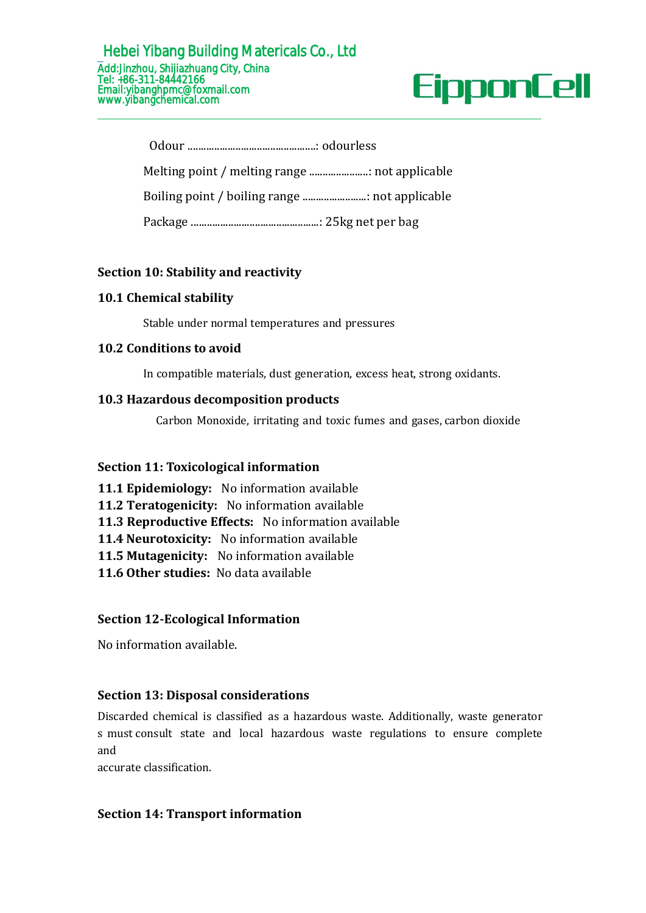Odour ...............................................: odourless

Melting point / melting range .....................: not applicable

Boiling point / boiling range ........................: not applicable

Package ...............................................: 25kg net per bag

## Section 10: Stability and reactivity

### 10.1 Chemical stability

Stable under normal temperatures and pressures

### 10.2 Conditions to avoid

In compatible materials, dust generation, excess heat, strong oxidants.

### 10.3 Hazardous decomposition products

Carbon Monoxide, irritating and toxic fumes and gases, carbon dioxide

## Section 11: Toxicological information

**11.1 Epidemiology:** No information available

**11.2 Teratogenicity:** No information available

**11.3 Reproductive Effects:** No information available

**11.4 Neurotoxicity:** No information available

**11.5 Mutagenicity:** No information available

**11.6 Other studies:** No data available

## Section 12-Ecological Information

No information available.

## Section 13: Disposal considerations

Discarded chemical is classified as a hazardous waste. Additionally, waste generator s must consult state and local hazardous waste regulations to ensure complete and accurate classification.

## Section 14: Transport information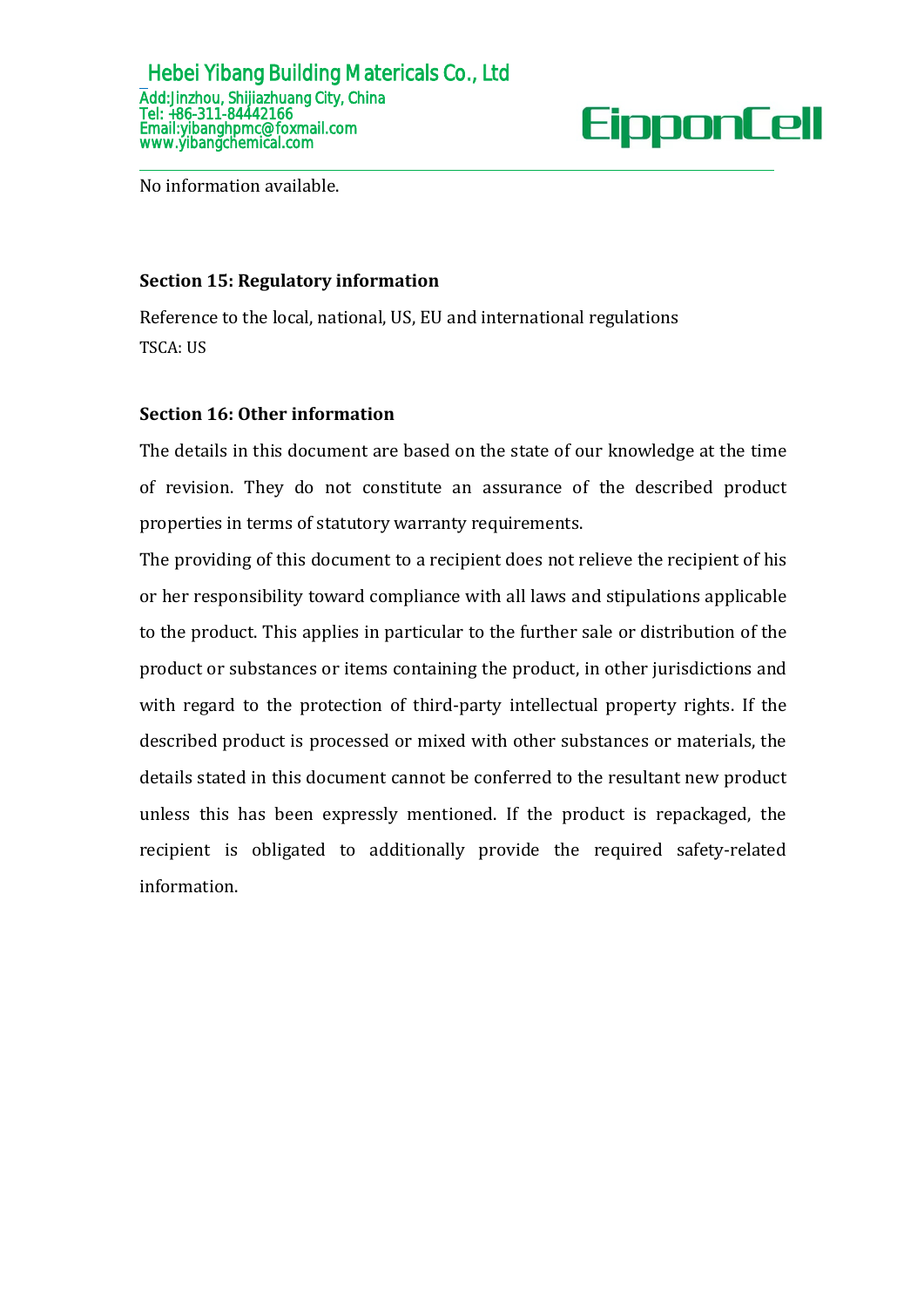No information available.

**Section 15: Regulatory information**

Reference to the local, national, US, EU and international regulations
TSCA: US

**Section 16: Other information**

The details in this document are based on the state of our knowledge at the time of revision. They do not constitute an assurance of the described product properties in terms of statutory warranty requirements.

The providing of this document to a recipient does not relieve the recipient of his or her responsibility toward compliance with all laws and stipulations applicable to the product. This applies in particular to the further sale or distribution of the product or substances or items containing the product, in other jurisdictions and with regard to the protection of third-party intellectual property rights. If the described product is processed or mixed with other substances or materials, the details stated in this document cannot be conferred to the resultant new product unless this has been expressly mentioned. If the product is repackaged, the recipient is obligated to additionally provide the required safety-related information.